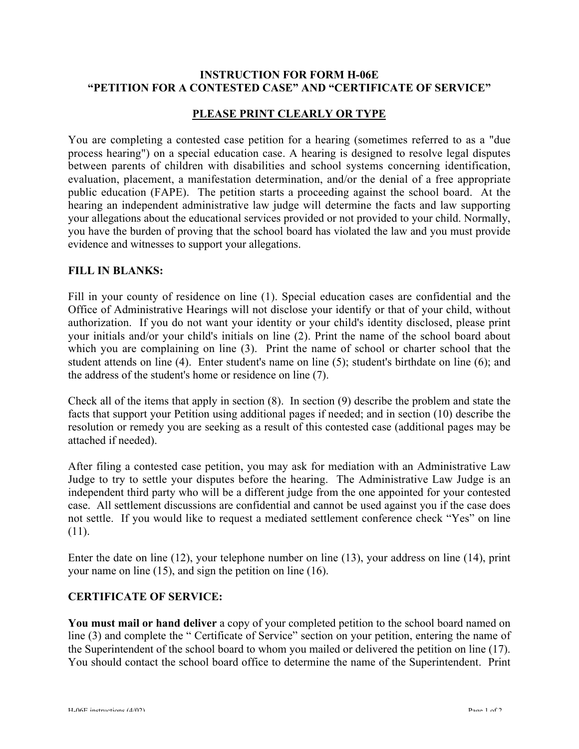# INSTRUCTION FOR FORM H-06E
# "PETITION FOR A CONTESTED CASE" AND "CERTIFICATE OF SERVICE"

## PLEASE PRINT CLEARLY OR TYPE

You are completing a contested case petition for a hearing (sometimes referred to as a "due process hearing") on a special education case. A hearing is designed to resolve legal disputes between parents of children with disabilities and school systems concerning identification, evaluation, placement, a manifestation determination, and/or the denial of a free appropriate public education (FAPE). The petition starts a proceeding against the school board. At the hearing an independent administrative law judge will determine the facts and law supporting your allegations about the educational services provided or not provided to your child. Normally, you have the burden of proving that the school board has violated the law and you must provide evidence and witnesses to support your allegations.

### FILL IN BLANKS:

Fill in your county of residence on line (1). Special education cases are confidential and the Office of Administrative Hearings will not disclose your identify or that of your child, without authorization. If you do not want your identity or your child's identity disclosed, please print your initials and/or your child's initials on line (2). Print the name of the school board about which you are complaining on line (3). Print the name of school or charter school that the student attends on line (4). Enter student's name on line (5); student's birthdate on line (6); and the address of the student's home or residence on line (7).

Check all of the items that apply in section (8). In section (9) describe the problem and state the facts that support your Petition using additional pages if needed; and in section (10) describe the resolution or remedy you are seeking as a result of this contested case (additional pages may be attached if needed).

After filing a contested case petition, you may ask for mediation with an Administrative Law Judge to try to settle your disputes before the hearing. The Administrative Law Judge is an independent third party who will be a different judge from the one appointed for your contested case. All settlement discussions are confidential and cannot be used against you if the case does not settle. If you would like to request a mediated settlement conference check "Yes" on line (11).

Enter the date on line (12), your telephone number on line (13), your address on line (14), print your name on line (15), and sign the petition on line (16).

### CERTIFICATE OF SERVICE:

**You must mail or hand deliver** a copy of your completed petition to the school board named on line (3) and complete the " Certificate of Service" section on your petition, entering the name of the Superintendent of the school board to whom you mailed or delivered the petition on line (17). You should contact the school board office to determine the name of the Superintendent. Print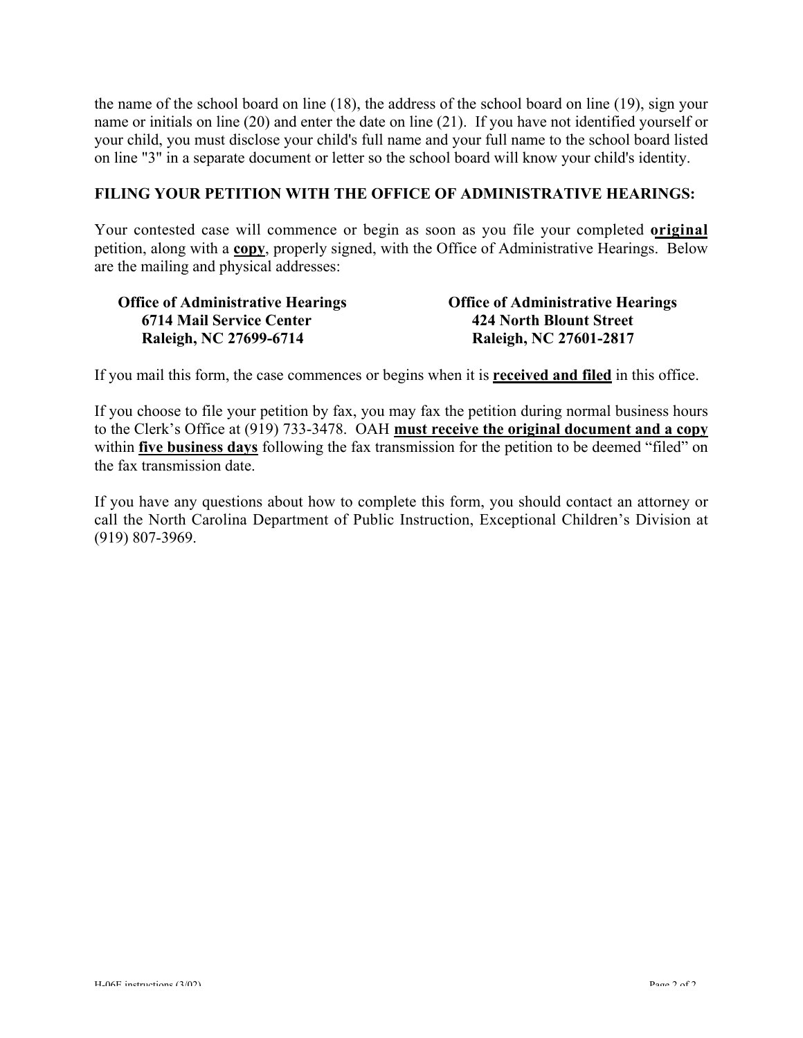the name of the school board on line (18), the address of the school board on line (19), sign your name or initials on line (20) and enter the date on line (21). If you have not identified yourself or your child, you must disclose your child's full name and your full name to the school board listed on line "3" in a separate document or letter so the school board will know your child's identity.

## FILING YOUR PETITION WITH THE OFFICE OF ADMINISTRATIVE HEARINGS:

Your contested case will commence or begin as soon as you file your completed **original** petition, along with a **copy**, properly signed, with the Office of Administrative Hearings. Below are the mailing and physical addresses:

**Office of Administrative Hearings**
**6714 Mail Service Center**
**Raleigh, NC 27699-6714**

**Office of Administrative Hearings**
**424 North Blount Street**
**Raleigh, NC 27601-2817**

If you mail this form, the case commences or begins when it is **received and filed** in this office.

If you choose to file your petition by fax, you may fax the petition during normal business hours to the Clerk's Office at (919) 733-3478. OAH **must receive the original document and a copy** within **five business days** following the fax transmission for the petition to be deemed "filed" on the fax transmission date.

If you have any questions about how to complete this form, you should contact an attorney or call the North Carolina Department of Public Instruction, Exceptional Children's Division at (919) 807-3969.